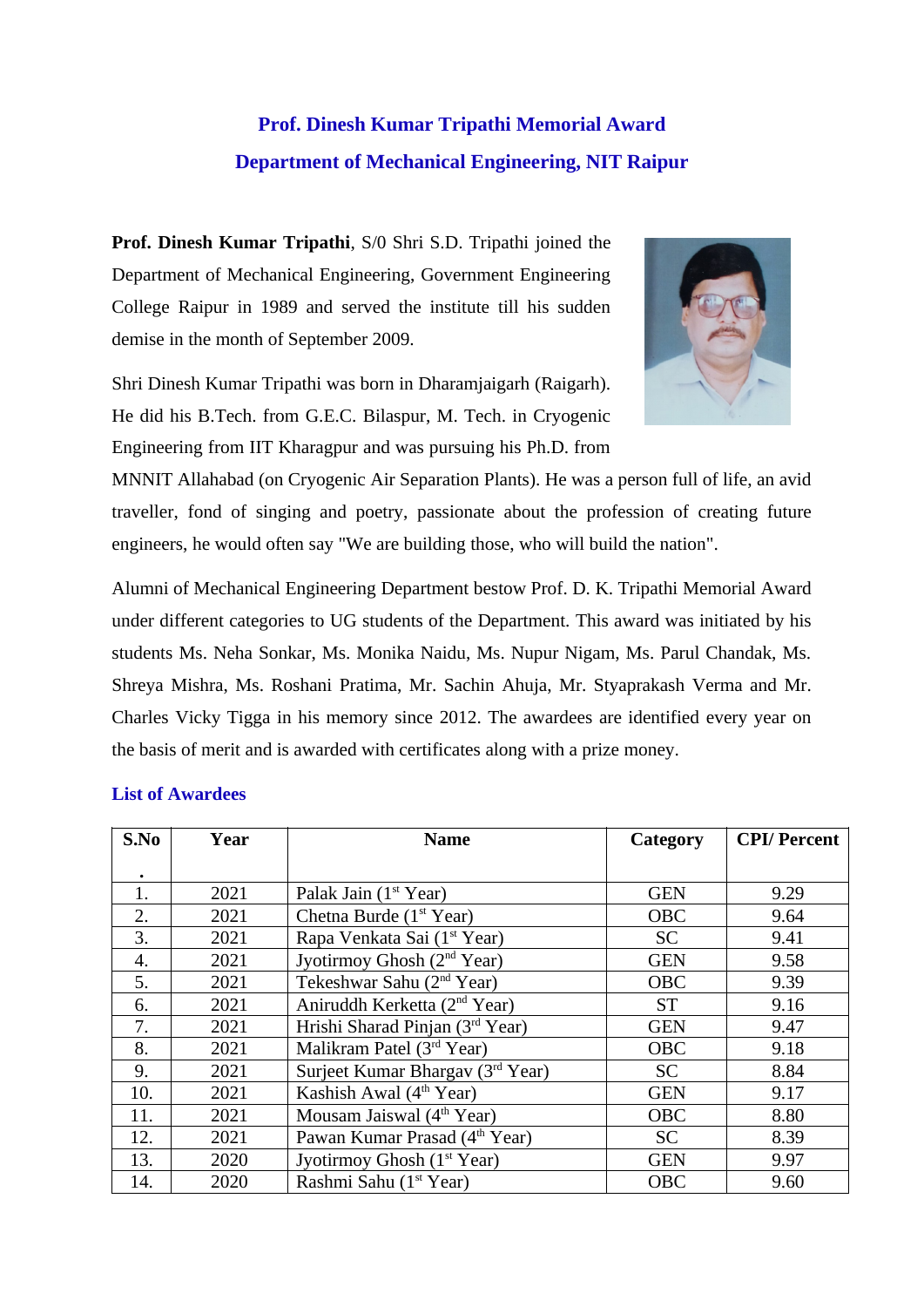# Prof. Dinesh Kumar Tripathi Memorial Award

## Department of Mechanical Engineering, NIT Raipur

**Prof. Dinesh Kumar Tripathi**, S/0 Shri S.D. Tripathi joined the Department of Mechanical Engineering, Government Engineering College Raipur in 1989 and served the institute till his sudden demise in the month of September 2009.

Shri Dinesh Kumar Tripathi was born in Dharamjaigarh (Raigarh). He did his B.Tech. from G.E.C. Bilaspur, M. Tech. in Cryogenic Engineering from IIT Kharagpur and was pursuing his Ph.D. from MNNIT Allahabad (on Cryogenic Air Separation Plants). He was a person full of life, an avid traveller, fond of singing and poetry, passionate about the profession of creating future engineers, he would often say "We are building those, who will build the nation".

Alumni of Mechanical Engineering Department bestow Prof. D. K. Tripathi Memorial Award under different categories to UG students of the Department. This award was initiated by his students Ms. Neha Sonkar, Ms. Monika Naidu, Ms. Nupur Nigam, Ms. Parul Chandak, Ms. Shreya Mishra, Ms. Roshani Pratima, Mr. Sachin Ahuja, Mr. Styaprakash Verma and Mr. Charles Vicky Tigga in his memory since 2012. The awardees are identified every year on the basis of merit and is awarded with certificates along with a prize money.

### List of Awardees

| S.No. | Year | Name | Category | CPI/ Percent |
|---|---|---|---|---|
| 1. | 2021 | Palak Jain (1st Year) | GEN | 9.29 |
| 2. | 2021 | Chetna Burde (1st Year) | OBC | 9.64 |
| 3. | 2021 | Rapa Venkata Sai (1st Year) | SC | 9.41 |
| 4. | 2021 | Jyotirmoy Ghosh (2nd Year) | GEN | 9.58 |
| 5. | 2021 | Tekeshwar Sahu (2nd Year) | OBC | 9.39 |
| 6. | 2021 | Aniruddh Kerketta (2nd Year) | ST | 9.16 |
| 7. | 2021 | Hrishi Sharad Pinjan (3rd Year) | GEN | 9.47 |
| 8. | 2021 | Malikram Patel (3rd Year) | OBC | 9.18 |
| 9. | 2021 | Surjeet Kumar Bhargav (3rd Year) | SC | 8.84 |
| 10. | 2021 | Kashish Awal (4th Year) | GEN | 9.17 |
| 11. | 2021 | Mousam Jaiswal (4th Year) | OBC | 8.80 |
| 12. | 2021 | Pawan Kumar Prasad (4th Year) | SC | 8.39 |
| 13. | 2020 | Jyotirmoy Ghosh (1st Year) | GEN | 9.97 |
| 14. | 2020 | Rashmi Sahu (1st Year) | OBC | 9.60 |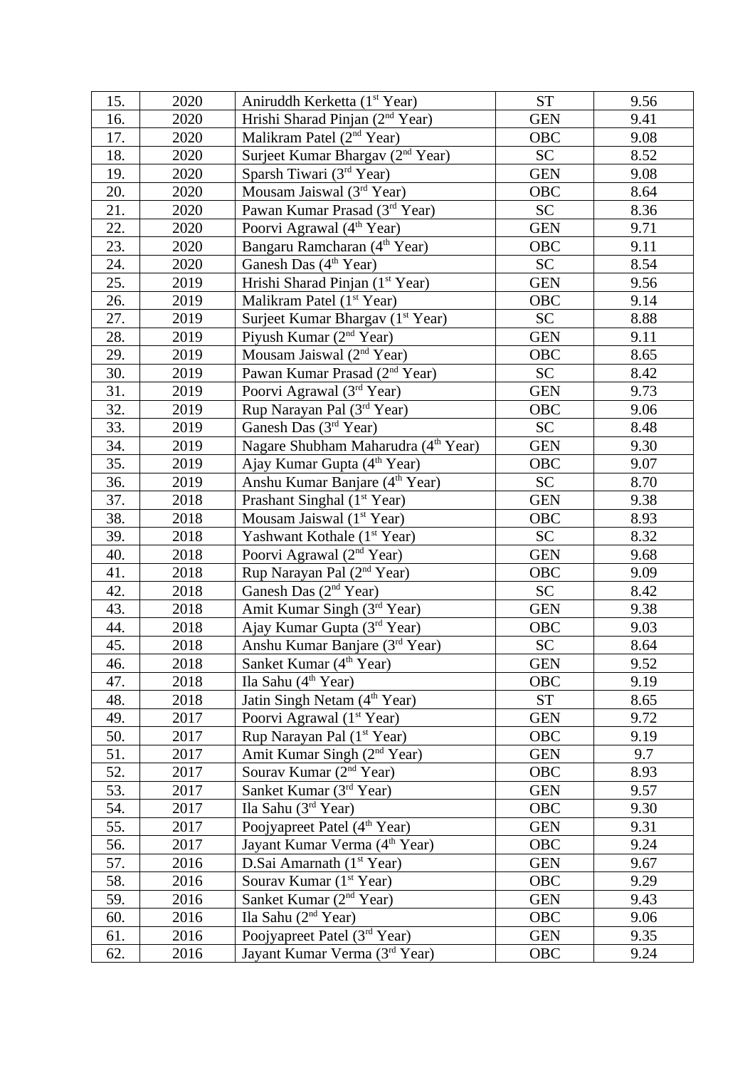| 15. | 2020 | Aniruddh Kerketta (1st Year) | ST | 9.56 |
|---|---|---|---|---|
| 16. | 2020 | Hrishi Sharad Pinjan (2nd Year) | GEN | 9.41 |
| 17. | 2020 | Malikram Patel (2nd Year) | OBC | 9.08 |
| 18. | 2020 | Surjeet Kumar Bhargav (2nd Year) | SC | 8.52 |
| 19. | 2020 | Sparsh Tiwari (3rd Year) | GEN | 9.08 |
| 20. | 2020 | Mousam Jaiswal (3rd Year) | OBC | 8.64 |
| 21. | 2020 | Pawan Kumar Prasad (3rd Year) | SC | 8.36 |
| 22. | 2020 | Poorvi Agrawal (4th Year) | GEN | 9.71 |
| 23. | 2020 | Bangaru Ramcharan (4th Year) | OBC | 9.11 |
| 24. | 2020 | Ganesh Das (4th Year) | SC | 8.54 |
| 25. | 2019 | Hrishi Sharad Pinjan (1st Year) | GEN | 9.56 |
| 26. | 2019 | Malikram Patel (1st Year) | OBC | 9.14 |
| 27. | 2019 | Surjeet Kumar Bhargav (1st Year) | SC | 8.88 |
| 28. | 2019 | Piyush Kumar (2nd Year) | GEN | 9.11 |
| 29. | 2019 | Mousam Jaiswal (2nd Year) | OBC | 8.65 |
| 30. | 2019 | Pawan Kumar Prasad (2nd Year) | SC | 8.42 |
| 31. | 2019 | Poorvi Agrawal (3rd Year) | GEN | 9.73 |
| 32. | 2019 | Rup Narayan Pal (3rd Year) | OBC | 9.06 |
| 33. | 2019 | Ganesh Das (3rd Year) | SC | 8.48 |
| 34. | 2019 | Nagare Shubham Maharudra (4th Year) | GEN | 9.30 |
| 35. | 2019 | Ajay Kumar Gupta (4th Year) | OBC | 9.07 |
| 36. | 2019 | Anshu Kumar Banjare (4th Year) | SC | 8.70 |
| 37. | 2018 | Prashant Singhal (1st Year) | GEN | 9.38 |
| 38. | 2018 | Mousam Jaiswal (1st Year) | OBC | 8.93 |
| 39. | 2018 | Yashwant Kothale (1st Year) | SC | 8.32 |
| 40. | 2018 | Poorvi Agrawal (2nd Year) | GEN | 9.68 |
| 41. | 2018 | Rup Narayan Pal (2nd Year) | OBC | 9.09 |
| 42. | 2018 | Ganesh Das (2nd Year) | SC | 8.42 |
| 43. | 2018 | Amit Kumar Singh (3rd Year) | GEN | 9.38 |
| 44. | 2018 | Ajay Kumar Gupta (3rd Year) | OBC | 9.03 |
| 45. | 2018 | Anshu Kumar Banjare (3rd Year) | SC | 8.64 |
| 46. | 2018 | Sanket Kumar (4th Year) | GEN | 9.52 |
| 47. | 2018 | Ila Sahu (4th Year) | OBC | 9.19 |
| 48. | 2018 | Jatin Singh Netam (4th Year) | ST | 8.65 |
| 49. | 2017 | Poorvi Agrawal (1st Year) | GEN | 9.72 |
| 50. | 2017 | Rup Narayan Pal (1st Year) | OBC | 9.19 |
| 51. | 2017 | Amit Kumar Singh (2nd Year) | GEN | 9.7 |
| 52. | 2017 | Sourav Kumar (2nd Year) | OBC | 8.93 |
| 53. | 2017 | Sanket Kumar (3rd Year) | GEN | 9.57 |
| 54. | 2017 | Ila Sahu (3rd Year) | OBC | 9.30 |
| 55. | 2017 | Poojyapreet Patel (4th Year) | GEN | 9.31 |
| 56. | 2017 | Jayant Kumar Verma (4th Year) | OBC | 9.24 |
| 57. | 2016 | D.Sai Amarnath (1st Year) | GEN | 9.67 |
| 58. | 2016 | Sourav Kumar (1st Year) | OBC | 9.29 |
| 59. | 2016 | Sanket Kumar (2nd Year) | GEN | 9.43 |
| 60. | 2016 | Ila Sahu (2nd Year) | OBC | 9.06 |
| 61. | 2016 | Poojyapreet Patel (3rd Year) | GEN | 9.35 |
| 62. | 2016 | Jayant Kumar Verma (3rd Year) | OBC | 9.24 |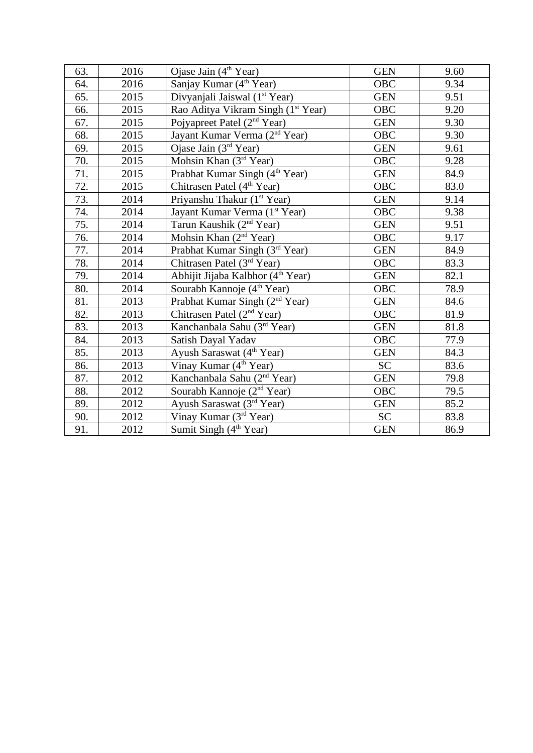| | | | | |
|---|---|---|---|---|
| 63. | 2016 | Ojase Jain (4th Year) | GEN | 9.60 |
| 64. | 2016 | Sanjay Kumar (4th Year) | OBC | 9.34 |
| 65. | 2015 | Divyanjali Jaiswal (1st Year) | GEN | 9.51 |
| 66. | 2015 | Rao Aditya Vikram Singh (1st Year) | OBC | 9.20 |
| 67. | 2015 | Pojyapreet Patel (2nd Year) | GEN | 9.30 |
| 68. | 2015 | Jayant Kumar Verma (2nd Year) | OBC | 9.30 |
| 69. | 2015 | Ojase Jain (3rd Year) | GEN | 9.61 |
| 70. | 2015 | Mohsin Khan (3rd Year) | OBC | 9.28 |
| 71. | 2015 | Prabhat Kumar Singh (4th Year) | GEN | 84.9 |
| 72. | 2015 | Chitrasen Patel (4th Year) | OBC | 83.0 |
| 73. | 2014 | Priyanshu Thakur (1st Year) | GEN | 9.14 |
| 74. | 2014 | Jayant Kumar Verma (1st Year) | OBC | 9.38 |
| 75. | 2014 | Tarun Kaushik (2nd Year) | GEN | 9.51 |
| 76. | 2014 | Mohsin Khan (2nd Year) | OBC | 9.17 |
| 77. | 2014 | Prabhat Kumar Singh (3rd Year) | GEN | 84.9 |
| 78. | 2014 | Chitrasen Patel (3rd Year) | OBC | 83.3 |
| 79. | 2014 | Abhijit Jijaba Kalbhor (4th Year) | GEN | 82.1 |
| 80. | 2014 | Sourabh Kannoje (4th Year) | OBC | 78.9 |
| 81. | 2013 | Prabhat Kumar Singh (2nd Year) | GEN | 84.6 |
| 82. | 2013 | Chitrasen Patel (2nd Year) | OBC | 81.9 |
| 83. | 2013 | Kanchanbala Sahu (3rd Year) | GEN | 81.8 |
| 84. | 2013 | Satish Dayal Yadav | OBC | 77.9 |
| 85. | 2013 | Ayush Saraswat (4th Year) | GEN | 84.3 |
| 86. | 2013 | Vinay Kumar (4th Year) | SC | 83.6 |
| 87. | 2012 | Kanchanbala Sahu (2nd Year) | GEN | 79.8 |
| 88. | 2012 | Sourabh Kannoje (2nd Year) | OBC | 79.5 |
| 89. | 2012 | Ayush Saraswat (3rd Year) | GEN | 85.2 |
| 90. | 2012 | Vinay Kumar (3rd Year) | SC | 83.8 |
| 91. | 2012 | Sumit Singh (4th Year) | GEN | 86.9 |